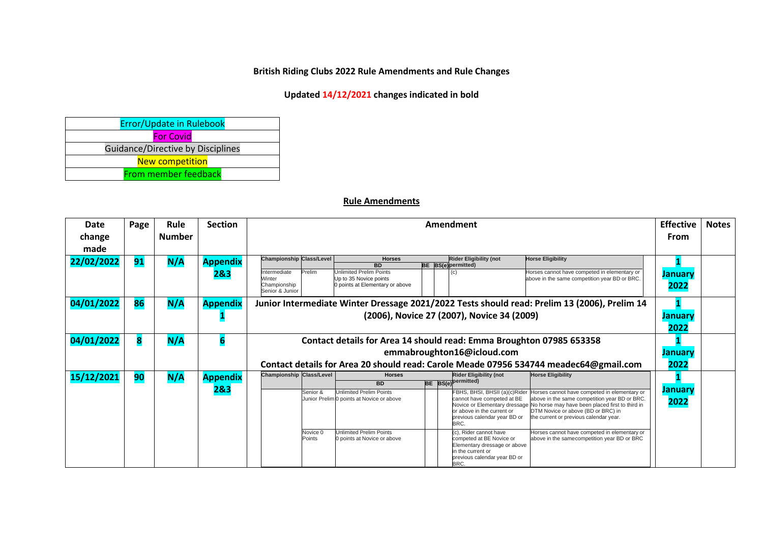**British Riding Clubs 2022 Rule Amendments and Rule Changes**

**Updated 14/12/2021 changes indicated in bold**

| |
|---|
| Error/Update in Rulebook |
| For Covid |
| Guidance/Directive by Disciplines |
| New competition |
| From member feedback |

## Rule Amendments

| Date change made | Page | Rule Number | Section | Amendment | Effective From | Notes |
|---|---|---|---|---|---|---|
| 22/02/2022 | 91 | N/A | Appendix 2&3 | Championship: Intermediate Winter Championship Senior & Junior; Class/Level: Prelim; Horses BD: Unlimited Prelim Points, Up to 35 Novice points, 0 points at Elementary or above; BE: ; BS(e): ; Rider Eligibility (not permitted): (c); Horse Eligibility: Horses cannot have competed in elementary or above in the same competition year BD or BRC. | 1 January 2022 | |
| 04/01/2022 | 86 | N/A | Appendix 1 | Junior Intermediate Winter Dressage 2021/2022 Tests should read: Prelim 13 (2006), Prelim 14 (2006), Novice 27 (2007), Novice 34 (2009) | 1 January 2022 | |
| 04/01/2022 | 8 | N/A | 6 | Contact details for Area 14 should read: Emma Broughton 07985 653358 emmabroughton16@icloud.com<br>Contact details for Area 20 should read: Carole Meade 07956 534744 meadec64@gmail.com | 1 January 2022 | |
| 15/12/2021 | 90 | N/A | Appendix 2&3 | Class/Level: Senior & Junior Prelim; Horses BD: Unlimited Prelim Points, 0 points at Novice or above; BE: ; BS(e): ; Rider Eligibility (not permitted): FBHS, BHSI, BHSII (a)(c)Rider cannot have competed at BE Novice or Elementary dressage or above in the current or previous calendar year BD or BRC.; Horse Eligibility: Horses cannot have competed in elementary or above in the same competition year BD or BRC. No horse may have been placed first to third in DTM Novice or above (BD or BRC) in the current or previous calendar year.<br><br>Class/Level: Novice 0 Points; Horses BD: Unlimited Prelim Points, 0 points at Novice or above; BE: ; BS(e): ; Rider Eligibility (not permitted): (c), Rider cannot have competed at BE Novice or Elementary dressage or above in the current or previous calendar year BD or BRC.; Horse Eligibility: Horses cannot have competed in elementary or above in the samecompetition year BD or BRC | 1 January 2022 | |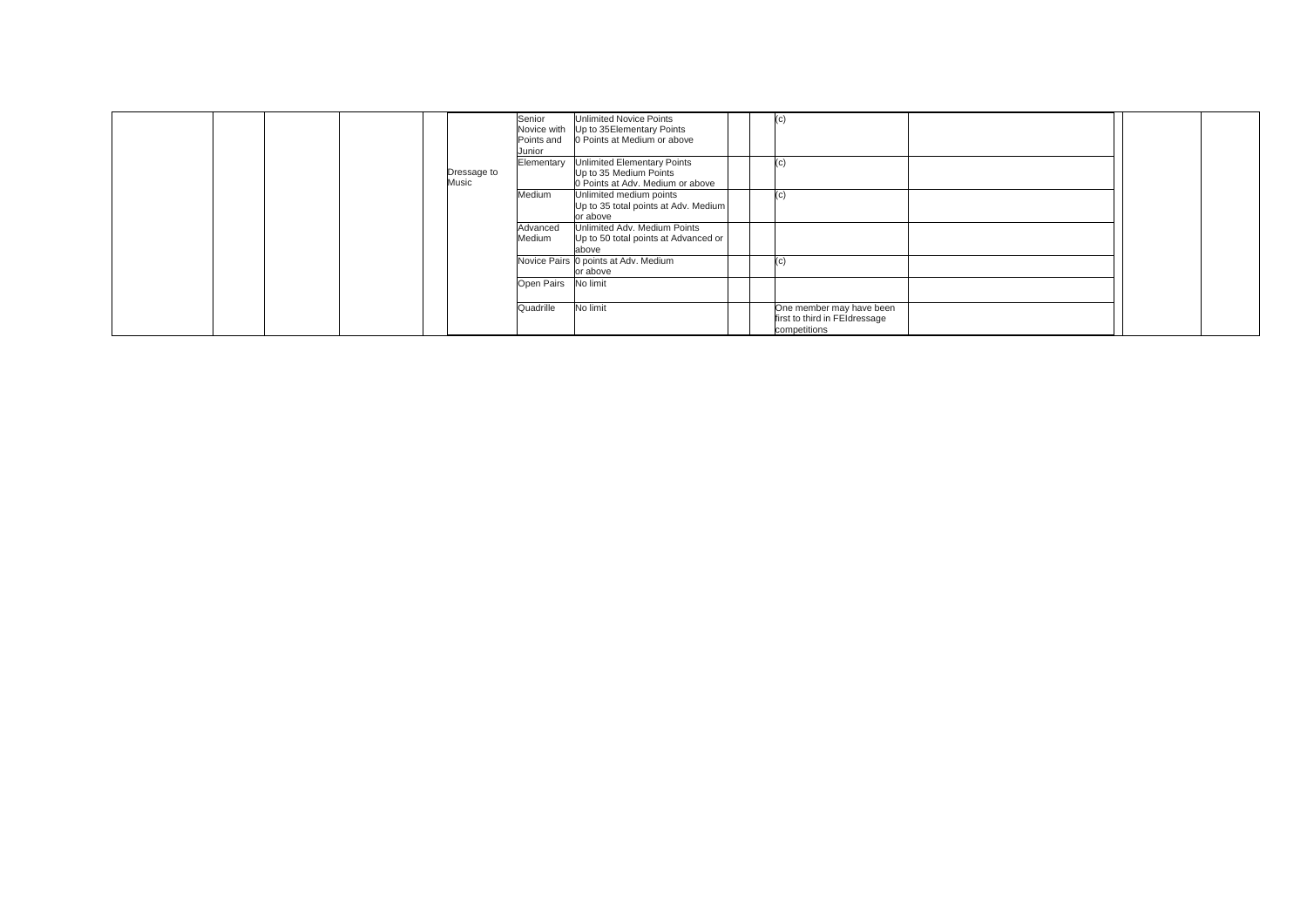| | | | | | | | | | | | | | |
|---|---|---|---|---|---|---|---|---|---|---|---|---|---|
| | | | | | Dressage to Music | Senior Novice with Points and Junior | Unlimited Novice Points Up to 35Elementary Points 0 Points at Medium or above | | | (c) | | | |
| | | | | | | Elementary | Unlimited Elementary Points Up to 35 Medium Points 0 Points at Adv. Medium or above | | | (c) | | | |
| | | | | | | Medium | Unlimited medium points Up to 35 total points at Adv. Medium or above | | | (c) | | | |
| | | | | | | Advanced Medium | Unlimited Adv. Medium Points Up to 50 total points at Advanced or above | | | | | | |
| | | | | | | Novice Pairs | 0 points at Adv. Medium or above | | | (c) | | | |
| | | | | | | Open Pairs | No limit | | | | | | |
| | | | | | | Quadrille | No limit | | | One member may have been first to third in FEIdressage competitions | | | |